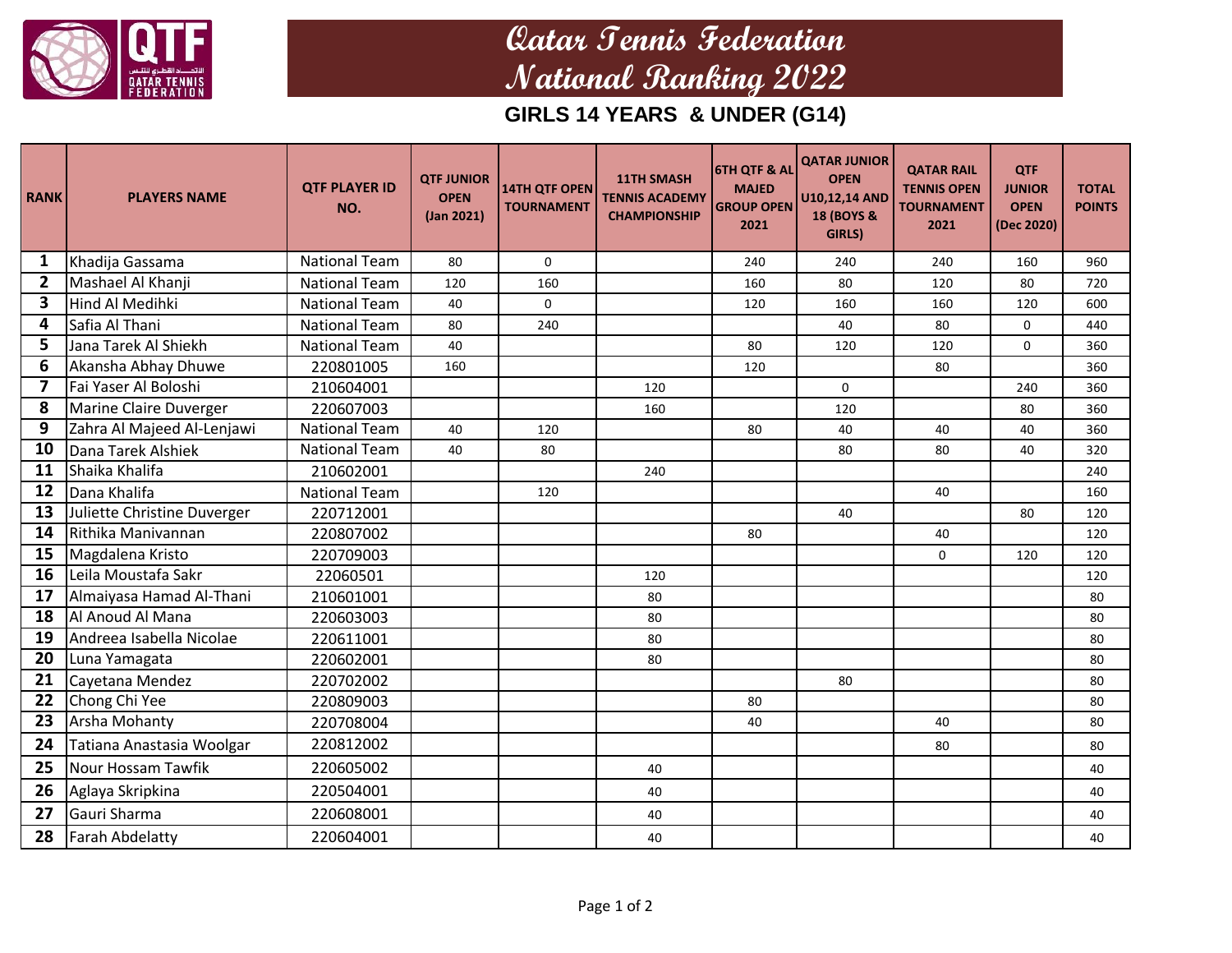# Qatar Tennis Federation
# National Ranking 2022

## GIRLS 14 YEARS & UNDER (G14)

| RANK | PLAYERS NAME | QTF PLAYER ID NO. | QTF JUNIOR OPEN (Jan 2021) | 14TH QTF OPEN TOURNAMENT | 11TH SMASH TENNIS ACADEMY CHAMPIONSHIP | 6TH QTF & AL MAJED GROUP OPEN 2021 | QATAR JUNIOR OPEN U10,12,14 AND 18 (BOYS & GIRLS) | QATAR RAIL TENNIS OPEN TOURNAMENT 2021 | QTF JUNIOR OPEN (Dec 2020) | TOTAL POINTS |
|---|---|---|---|---|---|---|---|---|---|---|
| 1 | Khadija Gassama | National Team | 80 | 0 | | 240 | 240 | 240 | 160 | 960 |
| 2 | Mashael Al Khanji | National Team | 120 | 160 | | 160 | 80 | 120 | 80 | 720 |
| 3 | Hind Al Medihki | National Team | 40 | 0 | | 120 | 160 | 160 | 120 | 600 |
| 4 | Safia Al Thani | National Team | 80 | 240 | | | 40 | 80 | 0 | 440 |
| 5 | Jana Tarek Al Shiekh | National Team | 40 | | | 80 | 120 | 120 | 0 | 360 |
| 6 | Akansha Abhay Dhuwe | 220801005 | 160 | | | 120 | | 80 | | 360 |
| 7 | Fai Yaser Al Boloshi | 210604001 | | | 120 | | 0 | | 240 | 360 |
| 8 | Marine Claire Duverger | 220607003 | | | 160 | | 120 | | 80 | 360 |
| 9 | Zahra Al Majeed Al-Lenjawi | National Team | 40 | 120 | | 80 | 40 | 40 | 40 | 360 |
| 10 | Dana Tarek Alshiek | National Team | 40 | 80 | | | 80 | 80 | 40 | 320 |
| 11 | Shaika Khalifa | 210602001 | | | 240 | | | | | 240 |
| 12 | Dana Khalifa | National Team | | 120 | | | | 40 | | 160 |
| 13 | Juliette Christine Duverger | 220712001 | | | | | 40 | | 80 | 120 |
| 14 | Rithika Manivannan | 220807002 | | | | 80 | | 40 | | 120 |
| 15 | Magdalena Kristo | 220709003 | | | | | | 0 | 120 | 120 |
| 16 | Leila Moustafa Sakr | 22060501 | | | 120 | | | | | 120 |
| 17 | Almaiyasa Hamad Al-Thani | 210601001 | | | 80 | | | | | 80 |
| 18 | Al Anoud Al Mana | 220603003 | | | 80 | | | | | 80 |
| 19 | Andreea Isabella Nicolae | 220611001 | | | 80 | | | | | 80 |
| 20 | Luna Yamagata | 220602001 | | | 80 | | | | | 80 |
| 21 | Cayetana Mendez | 220702002 | | | | | 80 | | | 80 |
| 22 | Chong Chi Yee | 220809003 | | | | 80 | | | | 80 |
| 23 | Arsha Mohanty | 220708004 | | | | 40 | | 40 | | 80 |
| 24 | Tatiana Anastasia Woolgar | 220812002 | | | | | | 80 | | 80 |
| 25 | Nour Hossam Tawfik | 220605002 | | | 40 | | | | | 40 |
| 26 | Aglaya Skripkina | 220504001 | | | 40 | | | | | 40 |
| 27 | Gauri Sharma | 220608001 | | | 40 | | | | | 40 |
| 28 | Farah Abdelatty | 220604001 | | | 40 | | | | | 40 |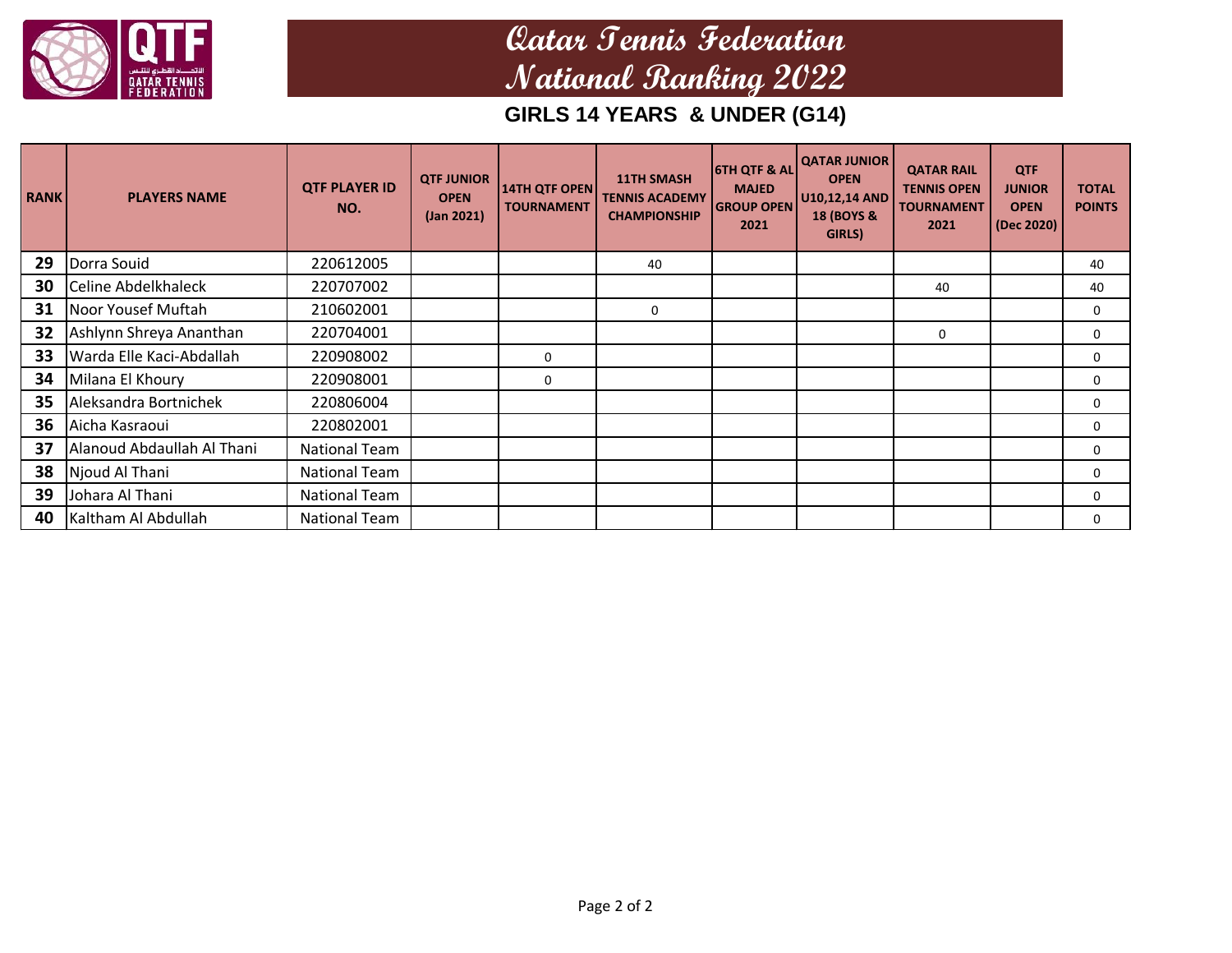# Qatar Tennis Federation
# National Ranking 2022

## GIRLS 14 YEARS & UNDER (G14)

| RANK | PLAYERS NAME | QTF PLAYER ID NO. | QTF JUNIOR OPEN (Jan 2021) | 14TH QTF OPEN TOURNAMENT | 11TH SMASH TENNIS ACADEMY CHAMPIONSHIP | 6TH QTF & AL MAJED GROUP OPEN 2021 | QATAR JUNIOR OPEN U10,12,14 AND 18 (BOYS & GIRLS) | QATAR RAIL TENNIS OPEN TOURNAMENT 2021 | QTF JUNIOR OPEN (Dec 2020) | TOTAL POINTS |
|---|---|---|---|---|---|---|---|---|---|---|
| 29 | Dorra Souid | 220612005 | | | 40 | | | | | 40 |
| 30 | Celine Abdelkhaleck | 220707002 | | | | | | 40 | | 40 |
| 31 | Noor Yousef Muftah | 210602001 | | | 0 | | | | | 0 |
| 32 | Ashlynn Shreya Ananthan | 220704001 | | | | | | 0 | | 0 |
| 33 | Warda Elle Kaci-Abdallah | 220908002 | | 0 | | | | | | 0 |
| 34 | Milana El Khoury | 220908001 | | 0 | | | | | | 0 |
| 35 | Aleksandra Bortnichek | 220806004 | | | | | | | | 0 |
| 36 | Aicha Kasraoui | 220802001 | | | | | | | | 0 |
| 37 | Alanoud Abdaullah Al Thani | National Team | | | | | | | | 0 |
| 38 | Njoud Al Thani | National Team | | | | | | | | 0 |
| 39 | Johara Al Thani | National Team | | | | | | | | 0 |
| 40 | Kaltham Al Abdullah | National Team | | | | | | | | 0 |